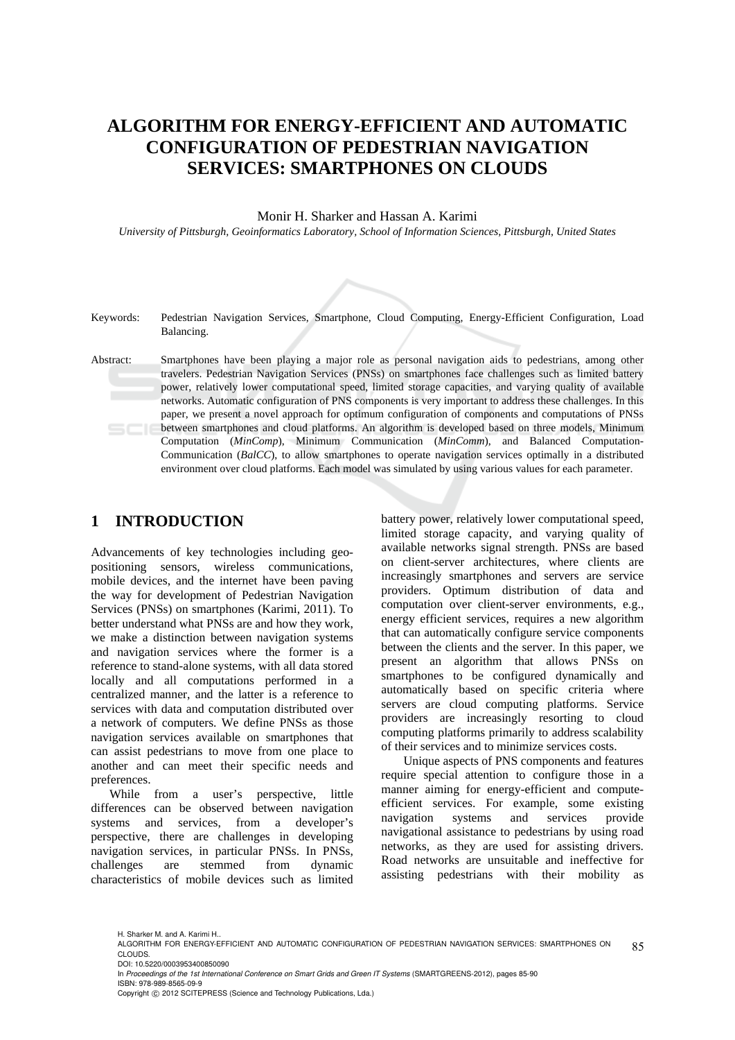# ALGORITHM FOR ENERGY-EFFICIENT AND AUTOMATIC CONFIGURATION OF PEDESTRIAN NAVIGATION SERVICES: SMARTPHONES ON CLOUDS

Monir H. Sharker and Hassan A. Karimi

*University of Pittsburgh, Geoinformatics Laboratory, School of Information Sciences, Pittsburgh, United States*

Keywords: Pedestrian Navigation Services, Smartphone, Cloud Computing, Energy-Efficient Configuration, Load Balancing.

Abstract: Smartphones have been playing a major role as personal navigation aids to pedestrians, among other travelers. Pedestrian Navigation Services (PNSs) on smartphones face challenges such as limited battery power, relatively lower computational speed, limited storage capacities, and varying quality of available networks. Automatic configuration of PNS components is very important to address these challenges. In this paper, we present a novel approach for optimum configuration of components and computations of PNSs between smartphones and cloud platforms. An algorithm is developed based on three models, Minimum Computation (*MinComp*), Minimum Communication (*MinComm*), and Balanced Computation-Communication (*BalCC*), to allow smartphones to operate navigation services optimally in a distributed environment over cloud platforms. Each model was simulated by using various values for each parameter.

## 1 INTRODUCTION

Advancements of key technologies including geo-positioning sensors, wireless communications, mobile devices, and the internet have been paving the way for development of Pedestrian Navigation Services (PNSs) on smartphones (Karimi, 2011). To better understand what PNSs are and how they work, we make a distinction between navigation systems and navigation services where the former is a reference to stand-alone systems, with all data stored locally and all computations performed in a centralized manner, and the latter is a reference to services with data and computation distributed over a network of computers. We define PNSs as those navigation services available on smartphones that can assist pedestrians to move from one place to another and can meet their specific needs and preferences.

While from a user's perspective, little differences can be observed between navigation systems and services, from a developer's perspective, there are challenges in developing navigation services, in particular PNSs. In PNSs, challenges are stemmed from dynamic characteristics of mobile devices such as limited battery power, relatively lower computational speed, limited storage capacity, and varying quality of available networks signal strength. PNSs are based on client-server architectures, where clients are increasingly smartphones and servers are service providers. Optimum distribution of data and computation over client-server environments, e.g., energy efficient services, requires a new algorithm that can automatically configure service components between the clients and the server. In this paper, we present an algorithm that allows PNSs on smartphones to be configured dynamically and automatically based on specific criteria where servers are cloud computing platforms. Service providers are increasingly resorting to cloud computing platforms primarily to address scalability of their services and to minimize services costs.

Unique aspects of PNS components and features require special attention to configure those in a manner aiming for energy-efficient and compute-efficient services. For example, some existing navigation systems and services provide navigational assistance to pedestrians by using road networks, as they are used for assisting drivers. Road networks are unsuitable and ineffective for assisting pedestrians with their mobility as

H. Sharker M. and A. Karimi H..
ALGORITHM FOR ENERGY-EFFICIENT AND AUTOMATIC CONFIGURATION OF PEDESTRIAN NAVIGATION SERVICES: SMARTPHONES ON CLOUDS.
DOI: 10.5220/0003953400850090
In *Proceedings of the 1st International Conference on Smart Grids and Green IT Systems* (SMARTGREENS-2012), pages 85-90
ISBN: 978-989-8565-09-9
Copyright © 2012 SCITEPRESS (Science and Technology Publications, Lda.)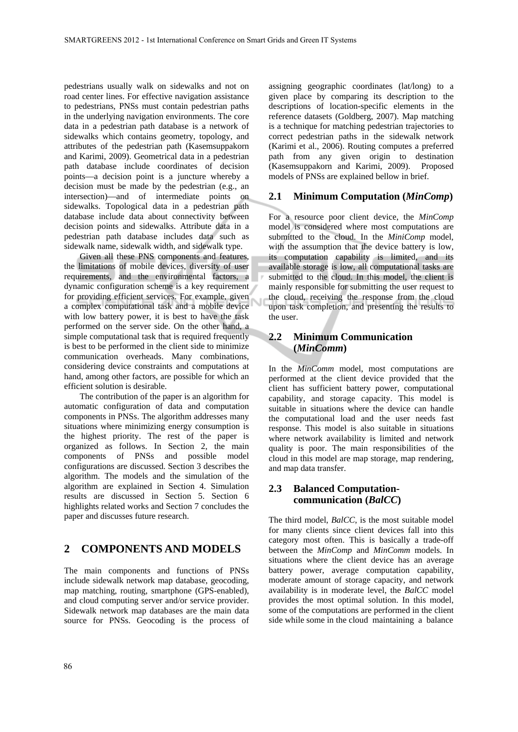pedestrians usually walk on sidewalks and not on road center lines. For effective navigation assistance to pedestrians, PNSs must contain pedestrian paths in the underlying navigation environments. The core data in a pedestrian path database is a network of sidewalks which contains geometry, topology, and attributes of the pedestrian path (Kasemsuppakorn and Karimi, 2009). Geometrical data in a pedestrian path database include coordinates of decision points—a decision point is a juncture whereby a decision must be made by the pedestrian (e.g., an intersection)—and of intermediate points on sidewalks. Topological data in a pedestrian path database include data about connectivity between decision points and sidewalks. Attribute data in a pedestrian path database includes data such as sidewalk name, sidewalk width, and sidewalk type.

Given all these PNS components and features, the limitations of mobile devices, diversity of user requirements, and the environmental factors, a dynamic configuration scheme is a key requirement for providing efficient services. For example, given a complex computational task and a mobile device with low battery power, it is best to have the task performed on the server side. On the other hand, a simple computational task that is required frequently is best to be performed in the client side to minimize communication overheads. Many combinations, considering device constraints and computations at hand, among other factors, are possible for which an efficient solution is desirable.

The contribution of the paper is an algorithm for automatic configuration of data and computation components in PNSs. The algorithm addresses many situations where minimizing energy consumption is the highest priority. The rest of the paper is organized as follows. In Section 2, the main components of PNSs and possible model configurations are discussed. Section 3 describes the algorithm. The models and the simulation of the algorithm are explained in Section 4. Simulation results are discussed in Section 5. Section 6 highlights related works and Section 7 concludes the paper and discusses future research.

# 2 COMPONENTS AND MODELS

The main components and functions of PNSs include sidewalk network map database, geocoding, map matching, routing, smartphone (GPS-enabled), and cloud computing server and/or service provider. Sidewalk network map databases are the main data source for PNSs. Geocoding is the process of assigning geographic coordinates (lat/long) to a given place by comparing its description to the descriptions of location-specific elements in the reference datasets (Goldberg, 2007). Map matching is a technique for matching pedestrian trajectories to correct pedestrian paths in the sidewalk network (Karimi et al., 2006). Routing computes a preferred path from any given origin to destination (Kasemsuppakorn and Karimi, 2009). Proposed models of PNSs are explained bellow in brief.

## 2.1 Minimum Computation (*MinComp*)

For a resource poor client device, the *MinComp* model is considered where most computations are submitted to the cloud. In the *MiniComp* model, with the assumption that the device battery is low, its computation capability is limited, and its available storage is low, all computational tasks are submitted to the cloud. In this model, the client is mainly responsible for submitting the user request to the cloud, receiving the response from the cloud upon task completion, and presenting the results to the user.

## 2.2 Minimum Communication (*MinComm*)

In the *MinComm* model, most computations are performed at the client device provided that the client has sufficient battery power, computational capability, and storage capacity. This model is suitable in situations where the device can handle the computational load and the user needs fast response. This model is also suitable in situations where network availability is limited and network quality is poor. The main responsibilities of the cloud in this model are map storage, map rendering, and map data transfer.

## 2.3 Balanced Computation-communication (*BalCC*)

The third model, *BalCC*, is the most suitable model for many clients since client devices fall into this category most often. This is basically a trade-off between the *MinComp* and *MinComm* models. In situations where the client device has an average battery power, average computation capability, moderate amount of storage capacity, and network availability is in moderate level, the *BalCC* model provides the most optimal solution. In this model, some of the computations are performed in the client side while some in the cloud maintaining a balance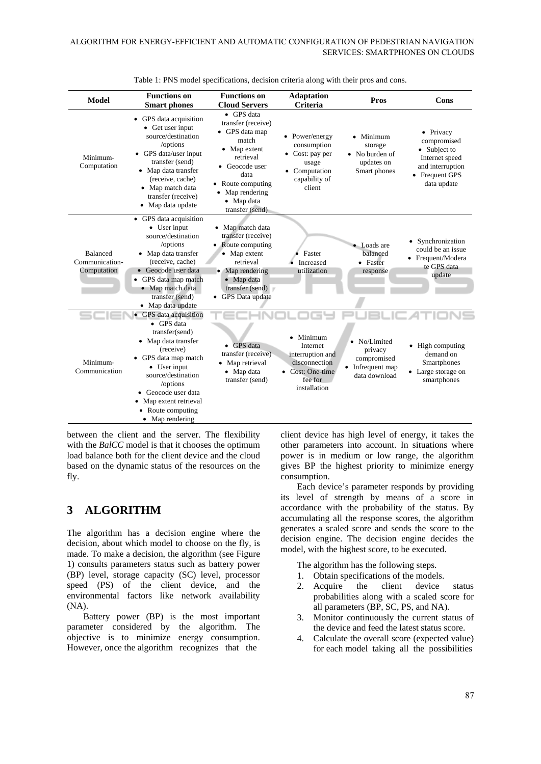Table 1: PNS model specifications, decision criteria along with their pros and cons.

| Model | Functions on Smart phones | Functions on Cloud Servers | Adaptation Criteria | Pros | Cons |
|---|---|---|---|---|---|
| Minimum-Computation | • GPS data acquisition<br>• Get user input source/destination /options<br>• GPS data/user input transfer (send)<br>• Map data transfer (receive, cache)<br>• Map match data transfer (receive)<br>• Map data update | • GPS data transfer (receive)<br>• GPS data map match<br>• Map extent retrieval<br>• Geocode user data<br>• Route computing<br>• Map rendering<br>• Map data transfer (send) | • Power/energy consumption<br>• Cost: pay per usage<br>• Computation capability of client | • Minimum storage<br>• No burden of updates on Smart phones | • Privacy compromised<br>• Subject to Internet speed and interruption<br>• Frequent GPS data update |
| Balanced Communication-Computation | • GPS data acquisition<br>• User input source/destination /options<br>• Map data transfer (receive, cache)<br>• Geocode user data<br>• GPS data map match<br>• Map match data transfer (send)<br>• Map data update | • Map match data transfer (receive)<br>• Route computing<br>• Map extent retrieval<br>• Map rendering<br>• Map data transfer (send)<br>• GPS Data update | • Faster<br>• Increased utilization | • Loads are balanced<br>• Faster response | • Synchronization could be an issue<br>• Frequent/Moderate GPS data update |
| Minimum-Communication | • GPS data acquisition<br>• GPS data transfer(send)<br>• Map data transfer (receive)<br>• GPS data map match<br>• User input source/destination /options<br>• Geocode user data<br>• Map extent retrieval<br>• Route computing<br>• Map rendering | • GPS data transfer (receive)<br>• Map retrieval<br>• Map data transfer (send) | • Minimum Internet interruption and disconnection<br>• Cost: One-time fee for installation | • No/Limited privacy compromised<br>• Infrequent map data download | • High computing demand on Smartphones<br>• Large storage on smartphones |

between the client and the server. The flexibility with the *BalCC* model is that it chooses the optimum load balance both for the client device and the cloud based on the dynamic status of the resources on the fly.

## 3 ALGORITHM

The algorithm has a decision engine where the decision, about which model to choose on the fly, is made. To make a decision, the algorithm (see Figure 1) consults parameters status such as battery power (BP) level, storage capacity (SC) level, processor speed (PS) of the client device, and the environmental factors like network availability (NA).

Battery power (BP) is the most important parameter considered by the algorithm. The objective is to minimize energy consumption. However, once the algorithm recognizes that the client device has high level of energy, it takes the other parameters into account. In situations where power is in medium or low range, the algorithm gives BP the highest priority to minimize energy consumption.

Each device's parameter responds by providing its level of strength by means of a score in accordance with the probability of the status. By accumulating all the response scores, the algorithm generates a scaled score and sends the score to the decision engine. The decision engine decides the model, with the highest score, to be executed.

The algorithm has the following steps.

1. Obtain specifications of the models.
2. Acquire the client device status probabilities along with a scaled score for all parameters (BP, SC, PS, and NA).
3. Monitor continuously the current status of the device and feed the latest status score.
4. Calculate the overall score (expected value) for each model taking all the possibilities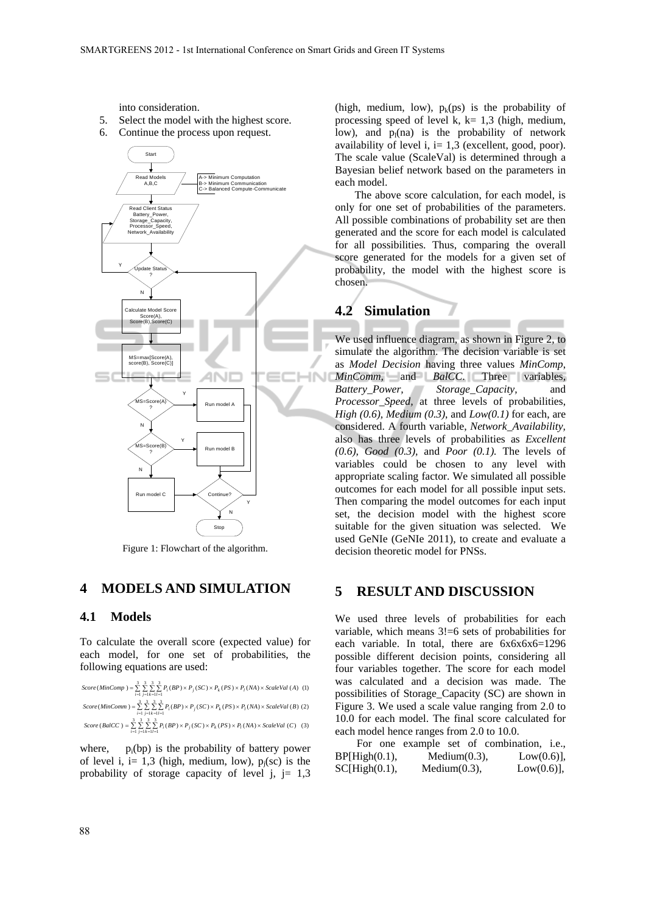into consideration.

5. Select the model with the highest score.
6. Continue the process upon request.

Figure 1: Flowchart of the algorithm.

# 4 MODELS AND SIMULATION

## 4.1 Models

To calculate the overall score (expected value) for each model, for one set of probabilities, the following equations are used:

$$Score(MinComp) = \sum_{i=1}^{3}\sum_{j=1}^{3}\sum_{k=1}^{3}\sum_{l=1}^{3} P_i(BP)\times P_j(SC)\times P_k(PS)\times P_l(NA)\times ScaleVal(A) \quad (1)$$

$$Score(MinComm) = \sum_{i=1}^{3}\sum_{j=1}^{3}\sum_{k=1}^{3}\sum_{l=1}^{3} P_i(BP)\times P_j(SC)\times P_k(PS)\times P_l(NA)\times ScaleVal(B) \quad (2)$$

$$Score(BalCC) = \sum_{i=1}^{3}\sum_{j=1}^{3}\sum_{k=1}^{3}\sum_{l=1}^{3} P_i(BP)\times P_j(SC)\times P_k(PS)\times P_l(NA)\times ScaleVal(C) \quad (3)$$

where, $p_i(bp)$ is the probability of battery power of level i, i= 1,3 (high, medium, low), $p_j(sc)$ is the probability of storage capacity of level j, j= 1,3 (high, medium, low), $p_k(ps)$ is the probability of processing speed of level k, k= 1,3 (high, medium, low), and $p_l(na)$ is the probability of network availability of level i, i= 1,3 (excellent, good, poor). The scale value (ScaleVal) is determined through a Bayesian belief network based on the parameters in each model.

The above score calculation, for each model, is only for one set of probabilities of the parameters. All possible combinations of probability set are then generated and the score for each model is calculated for all possibilities. Thus, comparing the overall score generated for the models for a given set of probability, the model with the highest score is chosen.

## 4.2 Simulation

We used influence diagram, as shown in Figure 2, to simulate the algorithm. The decision variable is set as *Model Decision* having three values *MinComp, MinComm,* and *BalCC*. Three variables, *Battery_Power, Storage_Capacity,* and *Processor_Speed,* at three levels of probabilities, *High (0.6), Medium (0.3),* and *Low(0.1)* for each, are considered. A fourth variable, *Network_Availability,* also has three levels of probabilities as *Excellent (0.6), Good (0.3),* and *Poor (0.1).* The levels of variables could be chosen to any level with appropriate scaling factor. We simulated all possible outcomes for each model for all possible input sets. Then comparing the model outcomes for each input set, the decision model with the highest score suitable for the given situation was selected. We used GeNIe (GeNIe 2011), to create and evaluate a decision theoretic model for PNSs.

# 5 RESULT AND DISCUSSION

We used three levels of probabilities for each variable, which means 3!=6 sets of probabilities for each variable. In total, there are 6x6x6x6=1296 possible different decision points, considering all four variables together. The score for each model was calculated and a decision was made. The possibilities of Storage_Capacity (SC) are shown in Figure 3. We used a scale value ranging from 2.0 to 10.0 for each model. The final score calculated for each model hence ranges from 2.0 to 10.0.

For one example set of combination, i.e., BP[High(0.1), Medium(0.3), Low(0.6)], SC[High(0.1), Medium(0.3), Low(0.6)],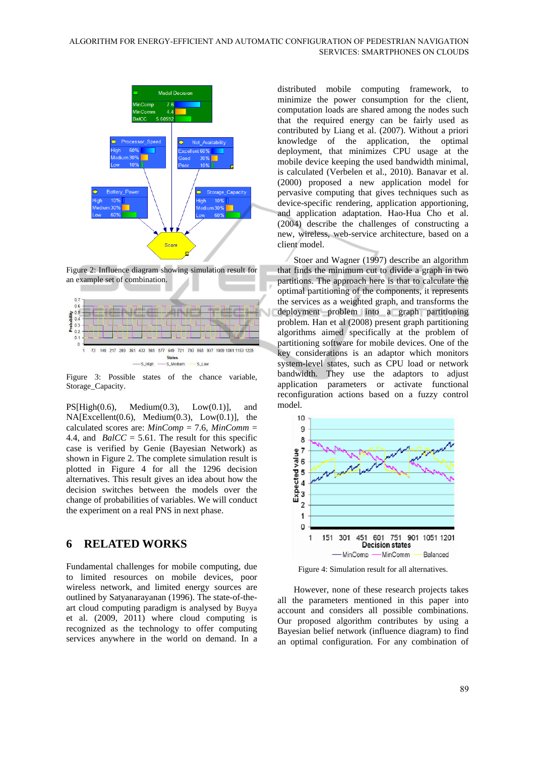Figure 2: Influence diagram showing simulation result for an example set of combination.

Figure 3: Possible states of the chance variable, Storage_Capacity.

PS[High(0.6), Medium(0.3), Low(0.1)], and NA[Excellent(0.6), Medium(0.3), Low(0.1)], the calculated scores are: *MinComp* = 7.6, *MinComm* = 4.4, and *BalCC* = 5.61. The result for this specific case is verified by Genie (Bayesian Network) as shown in Figure 2. The complete simulation result is plotted in Figure 4 for all the 1296 decision alternatives. This result gives an idea about how the decision switches between the models over the change of probabilities of variables. We will conduct the experiment on a real PNS in next phase.

## 6 RELATED WORKS

Fundamental challenges for mobile computing, due to limited resources on mobile devices, poor wireless network, and limited energy sources are outlined by Satyanarayanan (1996). The state-of-the-art cloud computing paradigm is analysed by Buyya et al. (2009, 2011) where cloud computing is recognized as the technology to offer computing services anywhere in the world on demand. In a distributed mobile computing framework, to minimize the power consumption for the client, computation loads are shared among the nodes such that the required energy can be fairly used as contributed by Liang et al. (2007). Without a priori knowledge of the application, the optimal deployment, that minimizes CPU usage at the mobile device keeping the used bandwidth minimal, is calculated (Verbelen et al., 2010). Banavar et al. (2000) proposed a new application model for pervasive computing that gives techniques such as device-specific rendering, application apportioning, and application adaptation. Hao-Hua Cho et al. (2004) describe the challenges of constructing a new, wireless, web-service architecture, based on a client model.

Stoer and Wagner (1997) describe an algorithm that finds the minimum cut to divide a graph in two partitions. The approach here is that to calculate the optimal partitioning of the components, it represents the services as a weighted graph, and transforms the deployment problem into a graph partitioning problem. Han et al (2008) present graph partitioning algorithms aimed specifically at the problem of partitioning software for mobile devices. One of the key considerations is an adaptor which monitors system-level states, such as CPU load or network bandwidth. They use the adaptors to adjust application parameters or activate functional reconfiguration actions based on a fuzzy control model.

Figure 4: Simulation result for all alternatives.

However, none of these research projects takes all the parameters mentioned in this paper into account and considers all possible combinations. Our proposed algorithm contributes by using a Bayesian belief network (influence diagram) to find an optimal configuration. For any combination of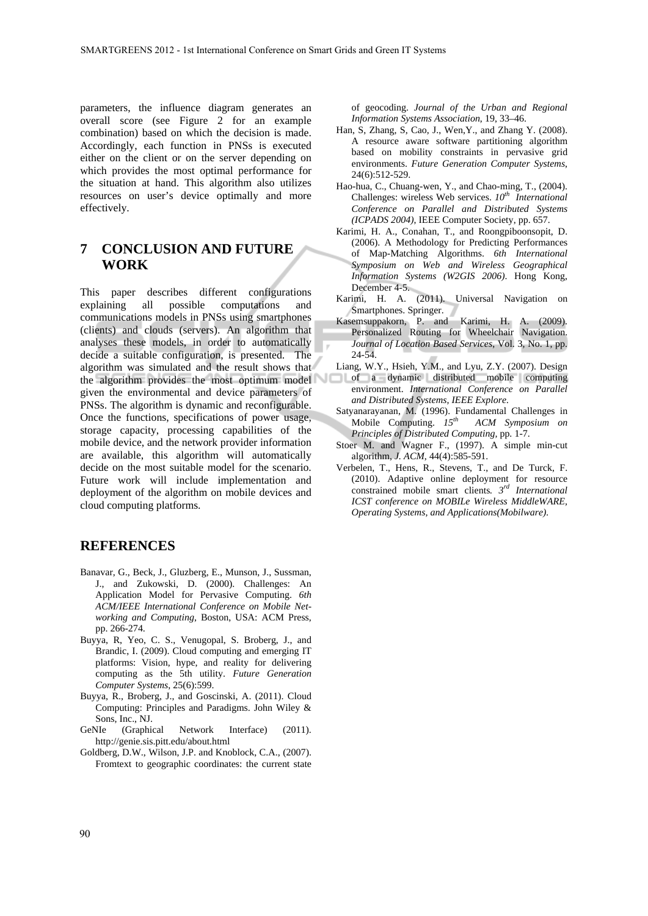parameters, the influence diagram generates an overall score (see Figure 2 for an example combination) based on which the decision is made. Accordingly, each function in PNSs is executed either on the client or on the server depending on which provides the most optimal performance for the situation at hand. This algorithm also utilizes resources on user's device optimally and more effectively.

## 7 CONCLUSION AND FUTURE WORK

This paper describes different configurations explaining all possible computations and communications models in PNSs using smartphones (clients) and clouds (servers). An algorithm that analyses these models, in order to automatically decide a suitable configuration, is presented. The algorithm was simulated and the result shows that the algorithm provides the most optimum model given the environmental and device parameters of PNSs. The algorithm is dynamic and reconfigurable. Once the functions, specifications of power usage, storage capacity, processing capabilities of the mobile device, and the network provider information are available, this algorithm will automatically decide on the most suitable model for the scenario. Future work will include implementation and deployment of the algorithm on mobile devices and cloud computing platforms.

## REFERENCES

Banavar, G., Beck, J., Gluzberg, E., Munson, J., Sussman, J., and Zukowski, D. (2000). Challenges: An Application Model for Pervasive Computing. *6th ACM/IEEE International Conference on Mobile Net-working and Computing*, Boston, USA: ACM Press, pp. 266-274.

Buyya, R, Yeo, C. S., Venugopal, S. Broberg, J., and Brandic, I. (2009). Cloud computing and emerging IT platforms: Vision, hype, and reality for delivering computing as the 5th utility. *Future Generation Computer Systems*, 25(6):599.

Buyya, R., Broberg, J., and Goscinski, A. (2011). Cloud Computing: Principles and Paradigms. John Wiley & Sons, Inc., NJ.

GeNIe (Graphical Network Interface) (2011). http://genie.sis.pitt.edu/about.html

Goldberg, D.W., Wilson, J.P. and Knoblock, C.A., (2007). Fromtext to geographic coordinates: the current state of geocoding. *Journal of the Urban and Regional Information Systems Association*, 19, 33–46.

Han, S, Zhang, S, Cao, J., Wen,Y., and Zhang Y. (2008). A resource aware software partitioning algorithm based on mobility constraints in pervasive grid environments. *Future Generation Computer Systems*, 24(6):512-529.

Hao-hua, C., Chuang-wen, Y., and Chao-ming, T., (2004). Challenges: wireless Web services. *10th International Conference on Parallel and Distributed Systems (ICPADS 2004)*, IEEE Computer Society, pp. 657.

Karimi, H. A., Conahan, T., and Roongpiboonsopit, D. (2006). A Methodology for Predicting Performances of Map-Matching Algorithms. *6th International Symposium on Web and Wireless Geographical Information Systems (W2GIS 2006)*. Hong Kong, December 4-5.

Karimi, H. A. (2011). Universal Navigation on Smartphones. Springer.

Kasemsuppakorn, P. and Karimi, H. A. (2009). Personalized Routing for Wheelchair Navigation. *Journal of Location Based Services*, Vol. 3, No. 1, pp. 24-54.

Liang, W.Y., Hsieh, Y.M., and Lyu, Z.Y. (2007). Design of a dynamic distributed mobile computing environment. *International Conference on Parallel and Distributed Systems, IEEE Explore*.

Satyanarayanan, M. (1996). Fundamental Challenges in Mobile Computing. *15th ACM Symposium on Principles of Distributed Computing*, pp. 1-7.

Stoer M. and Wagner F., (1997). A simple min-cut algorithm, *J. ACM*, 44(4):585-591.

Verbelen, T., Hens, R., Stevens, T., and De Turck, F. (2010). Adaptive online deployment for resource constrained mobile smart clients. *3rd International ICST conference on MOBILe Wireless MiddleWARE, Operating Systems, and Applications(Mobilware)*.